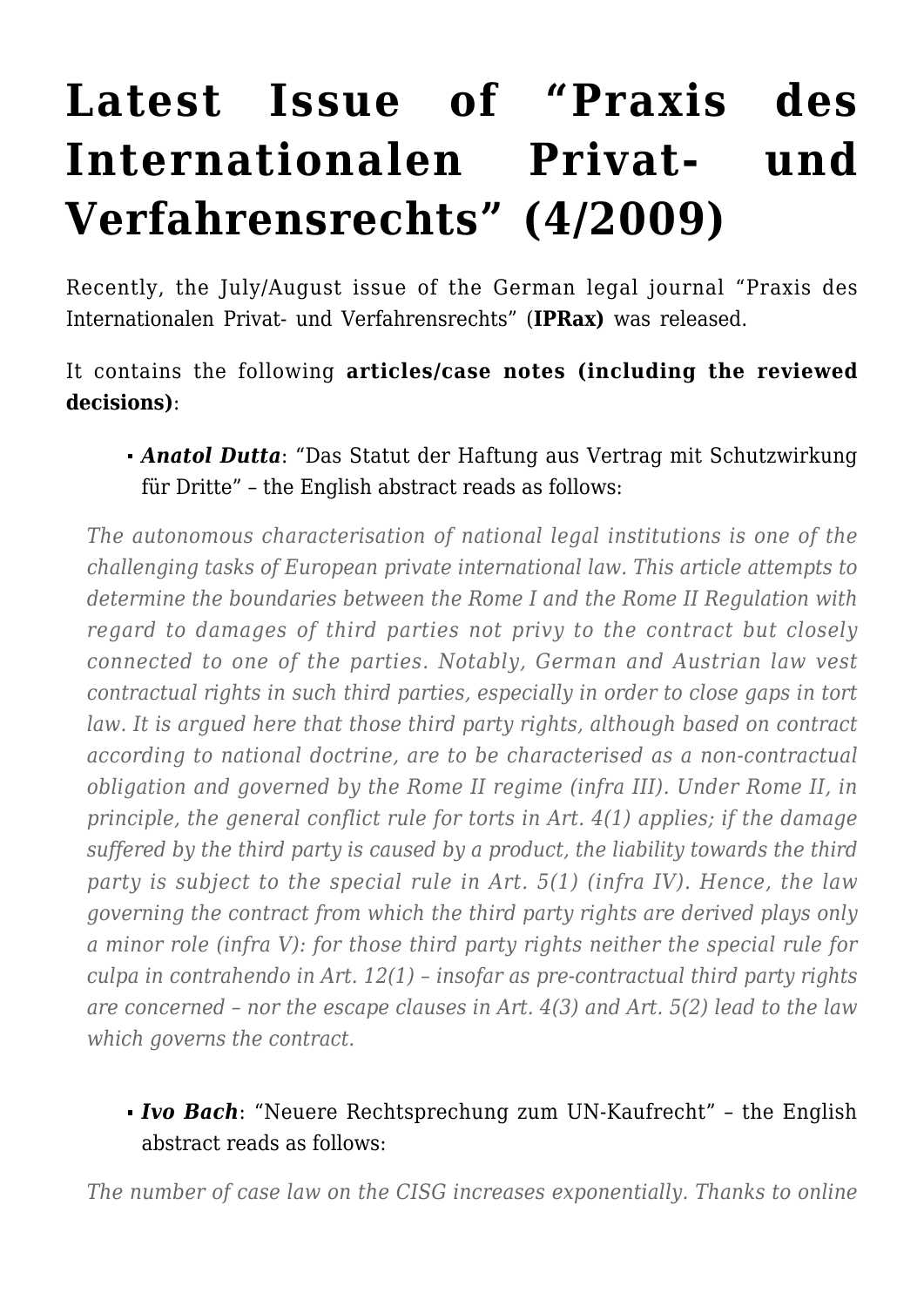# Latest Issue of "Praxis des Internationalen Privat- und Verfahrensrechts" (4/2009)

Recently, the July/August issue of the German legal journal "Praxis des Internationalen Privat- und Verfahrensrechts" (**IPRax)** was released.

It contains the following **articles/case notes (including the reviewed decisions)**:

- ***Anatol Dutta***: "Das Statut der Haftung aus Vertrag mit Schutzwirkung für Dritte" – the English abstract reads as follows:

*The autonomous characterisation of national legal institutions is one of the challenging tasks of European private international law. This article attempts to determine the boundaries between the Rome I and the Rome II Regulation with regard to damages of third parties not privy to the contract but closely connected to one of the parties. Notably, German and Austrian law vest contractual rights in such third parties, especially in order to close gaps in tort law. It is argued here that those third party rights, although based on contract according to national doctrine, are to be characterised as a non-contractual obligation and governed by the Rome II regime (infra III). Under Rome II, in principle, the general conflict rule for torts in Art. 4(1) applies; if the damage suffered by the third party is caused by a product, the liability towards the third party is subject to the special rule in Art. 5(1) (infra IV). Hence, the law governing the contract from which the third party rights are derived plays only a minor role (infra V): for those third party rights neither the special rule for culpa in contrahendo in Art. 12(1) – insofar as pre-contractual third party rights are concerned – nor the escape clauses in Art. 4(3) and Art. 5(2) lead to the law which governs the contract.*

- ***Ivo Bach***: "Neuere Rechtsprechung zum UN-Kaufrecht" – the English abstract reads as follows:

*The number of case law on the CISG increases exponentially. Thanks to online*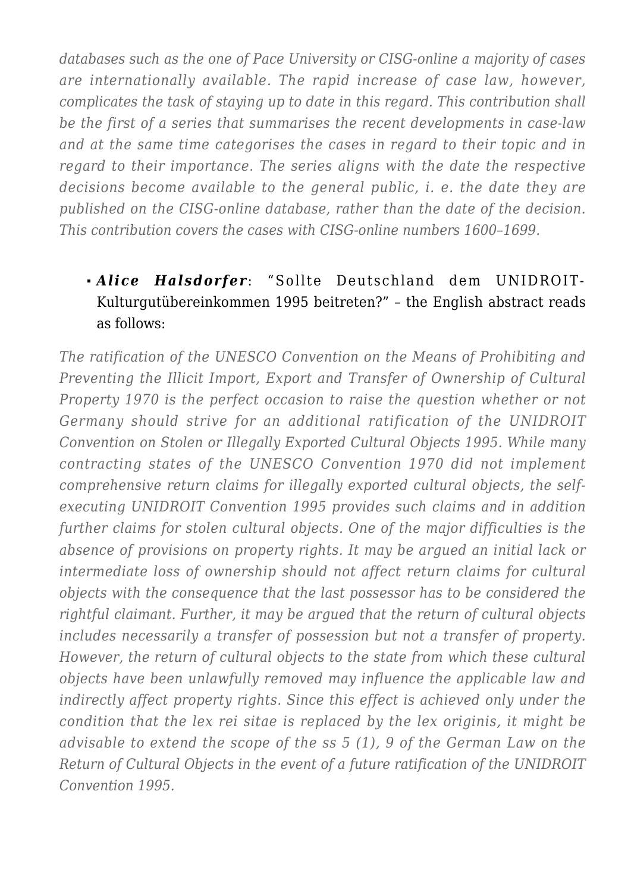*databases such as the one of Pace University or CISG-online a majority of cases are internationally available. The rapid increase of case law, however, complicates the task of staying up to date in this regard. This contribution shall be the first of a series that summarises the recent developments in case-law and at the same time categorises the cases in regard to their topic and in regard to their importance. The series aligns with the date the respective decisions become available to the general public, i. e. the date they are published on the CISG-online database, rather than the date of the decision. This contribution covers the cases with CISG-online numbers 1600–1699.*

- ***Alice Halsdorfer***: "Sollte Deutschland dem UNIDROIT-Kulturgutübereinkommen 1995 beitreten?" – the English abstract reads as follows:

*The ratification of the UNESCO Convention on the Means of Prohibiting and Preventing the Illicit Import, Export and Transfer of Ownership of Cultural Property 1970 is the perfect occasion to raise the question whether or not Germany should strive for an additional ratification of the UNIDROIT Convention on Stolen or Illegally Exported Cultural Objects 1995. While many contracting states of the UNESCO Convention 1970 did not implement comprehensive return claims for illegally exported cultural objects, the self-executing UNIDROIT Convention 1995 provides such claims and in addition further claims for stolen cultural objects. One of the major difficulties is the absence of provisions on property rights. It may be argued an initial lack or intermediate loss of ownership should not affect return claims for cultural objects with the consequence that the last possessor has to be considered the rightful claimant. Further, it may be argued that the return of cultural objects includes necessarily a transfer of possession but not a transfer of property. However, the return of cultural objects to the state from which these cultural objects have been unlawfully removed may influence the applicable law and indirectly affect property rights. Since this effect is achieved only under the condition that the lex rei sitae is replaced by the lex originis, it might be advisable to extend the scope of the ss 5 (1), 9 of the German Law on the Return of Cultural Objects in the event of a future ratification of the UNIDROIT Convention 1995.*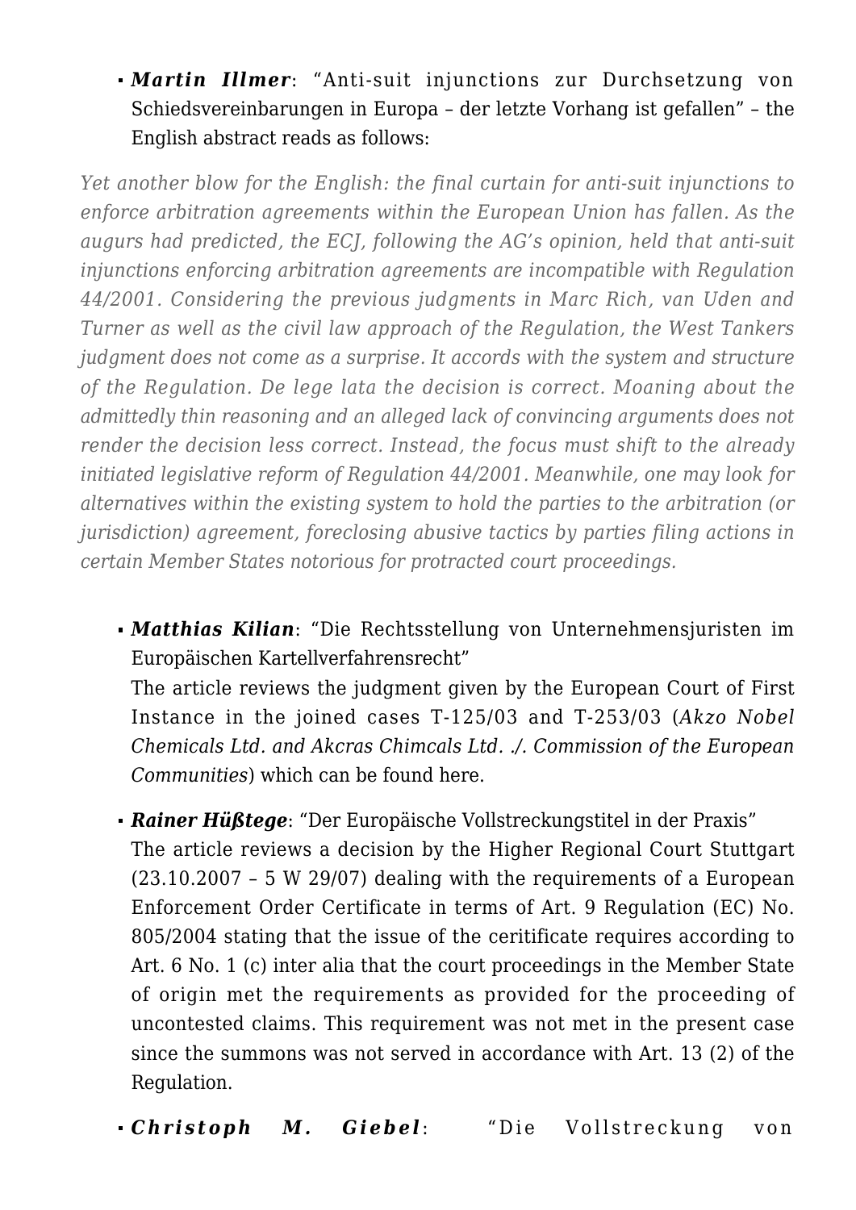- ***Martin Illmer***: "Anti-suit injunctions zur Durchsetzung von Schiedsvereinbarungen in Europa – der letzte Vorhang ist gefallen" – the English abstract reads as follows:

*Yet another blow for the English: the final curtain for anti-suit injunctions to enforce arbitration agreements within the European Union has fallen. As the augurs had predicted, the ECJ, following the AG's opinion, held that anti-suit injunctions enforcing arbitration agreements are incompatible with Regulation 44/2001. Considering the previous judgments in Marc Rich, van Uden and Turner as well as the civil law approach of the Regulation, the West Tankers judgment does not come as a surprise. It accords with the system and structure of the Regulation. De lege lata the decision is correct. Moaning about the admittedly thin reasoning and an alleged lack of convincing arguments does not render the decision less correct. Instead, the focus must shift to the already initiated legislative reform of Regulation 44/2001. Meanwhile, one may look for alternatives within the existing system to hold the parties to the arbitration (or jurisdiction) agreement, foreclosing abusive tactics by parties filing actions in certain Member States notorious for protracted court proceedings.*

- ***Matthias Kilian***: "Die Rechtsstellung von Unternehmensjuristen im Europäischen Kartellverfahrensrecht"
  The article reviews the judgment given by the European Court of First Instance in the joined cases T-125/03 and T-253/03 (*Akzo Nobel Chemicals Ltd. and Akcras Chimcals Ltd. ./. Commission of the European Communities*) which can be found here.
- ***Rainer Hüßtege***: "Der Europäische Vollstreckungstitel in der Praxis"
  The article reviews a decision by the Higher Regional Court Stuttgart (23.10.2007 – 5 W 29/07) dealing with the requirements of a European Enforcement Order Certificate in terms of Art. 9 Regulation (EC) No. 805/2004 stating that the issue of the ceritificate requires according to Art. 6 No. 1 (c) inter alia that the court proceedings in the Member State of origin met the requirements as provided for the proceeding of uncontested claims. This requirement was not met in the present case since the summons was not served in accordance with Art. 13 (2) of the Regulation.
- ***Christoph M. Giebel***: "Die Vollstreckung von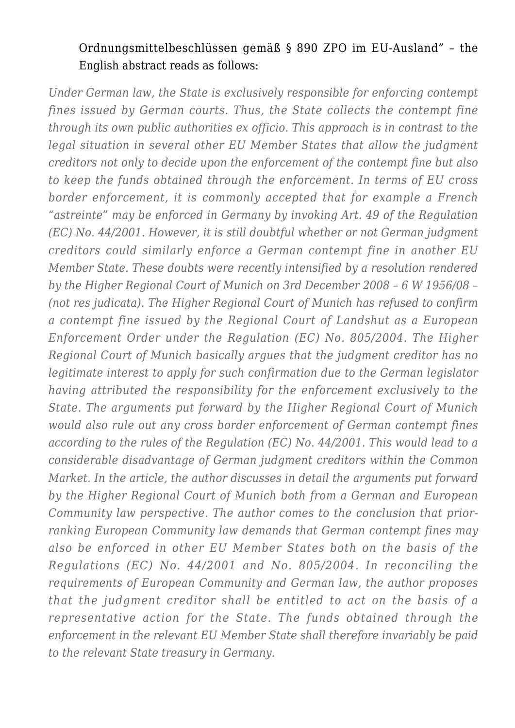Ordnungsmittelbeschlüssen gemäß § 890 ZPO im EU-Ausland" – the English abstract reads as follows:

*Under German law, the State is exclusively responsible for enforcing contempt fines issued by German courts. Thus, the State collects the contempt fine through its own public authorities ex officio. This approach is in contrast to the legal situation in several other EU Member States that allow the judgment creditors not only to decide upon the enforcement of the contempt fine but also to keep the funds obtained through the enforcement. In terms of EU cross border enforcement, it is commonly accepted that for example a French "astreinte" may be enforced in Germany by invoking Art. 49 of the Regulation (EC) No. 44/2001. However, it is still doubtful whether or not German judgment creditors could similarly enforce a German contempt fine in another EU Member State. These doubts were recently intensified by a resolution rendered by the Higher Regional Court of Munich on 3rd December 2008 – 6 W 1956/08 – (not res judicata). The Higher Regional Court of Munich has refused to confirm a contempt fine issued by the Regional Court of Landshut as a European Enforcement Order under the Regulation (EC) No. 805/2004. The Higher Regional Court of Munich basically argues that the judgment creditor has no legitimate interest to apply for such confirmation due to the German legislator having attributed the responsibility for the enforcement exclusively to the State. The arguments put forward by the Higher Regional Court of Munich would also rule out any cross border enforcement of German contempt fines according to the rules of the Regulation (EC) No. 44/2001. This would lead to a considerable disadvantage of German judgment creditors within the Common Market. In the article, the author discusses in detail the arguments put forward by the Higher Regional Court of Munich both from a German and European Community law perspective. The author comes to the conclusion that prior-ranking European Community law demands that German contempt fines may also be enforced in other EU Member States both on the basis of the Regulations (EC) No. 44/2001 and No. 805/2004. In reconciling the requirements of European Community and German law, the author proposes that the judgment creditor shall be entitled to act on the basis of a representative action for the State. The funds obtained through the enforcement in the relevant EU Member State shall therefore invariably be paid to the relevant State treasury in Germany.*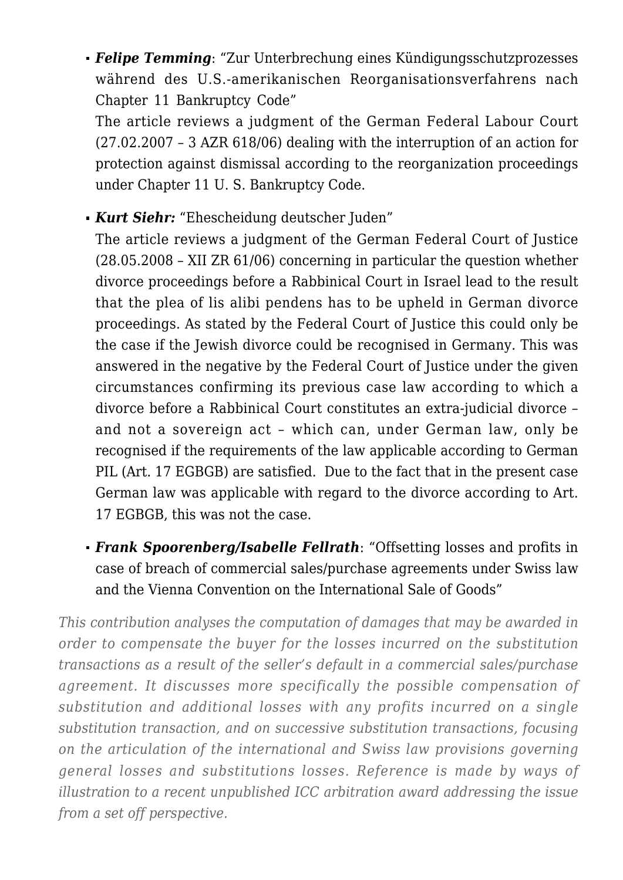- ***Felipe Temming***: "Zur Unterbrechung eines Kündigungsschutzprozesses während des U.S.-amerikanischen Reorganisationsverfahrens nach Chapter 11 Bankruptcy Code"

  The article reviews a judgment of the German Federal Labour Court (27.02.2007 – 3 AZR 618/06) dealing with the interruption of an action for protection against dismissal according to the reorganization proceedings under Chapter 11 U. S. Bankruptcy Code.

- ***Kurt Siehr:*** "Ehescheidung deutscher Juden"

  The article reviews a judgment of the German Federal Court of Justice (28.05.2008 – XII ZR 61/06) concerning in particular the question whether divorce proceedings before a Rabbinical Court in Israel lead to the result that the plea of lis alibi pendens has to be upheld in German divorce proceedings. As stated by the Federal Court of Justice this could only be the case if the Jewish divorce could be recognised in Germany. This was answered in the negative by the Federal Court of Justice under the given circumstances confirming its previous case law according to which a divorce before a Rabbinical Court constitutes an extra-judicial divorce – and not a sovereign act – which can, under German law, only be recognised if the requirements of the law applicable according to German PIL (Art. 17 EGBGB) are satisfied. Due to the fact that in the present case German law was applicable with regard to the divorce according to Art. 17 EGBGB, this was not the case.

- ***Frank Spoorenberg/Isabelle Fellrath***: "Offsetting losses and profits in case of breach of commercial sales/purchase agreements under Swiss law and the Vienna Convention on the International Sale of Goods"

*This contribution analyses the computation of damages that may be awarded in order to compensate the buyer for the losses incurred on the substitution transactions as a result of the seller's default in a commercial sales/purchase agreement. It discusses more specifically the possible compensation of substitution and additional losses with any profits incurred on a single substitution transaction, and on successive substitution transactions, focusing on the articulation of the international and Swiss law provisions governing general losses and substitutions losses. Reference is made by ways of illustration to a recent unpublished ICC arbitration award addressing the issue from a set off perspective.*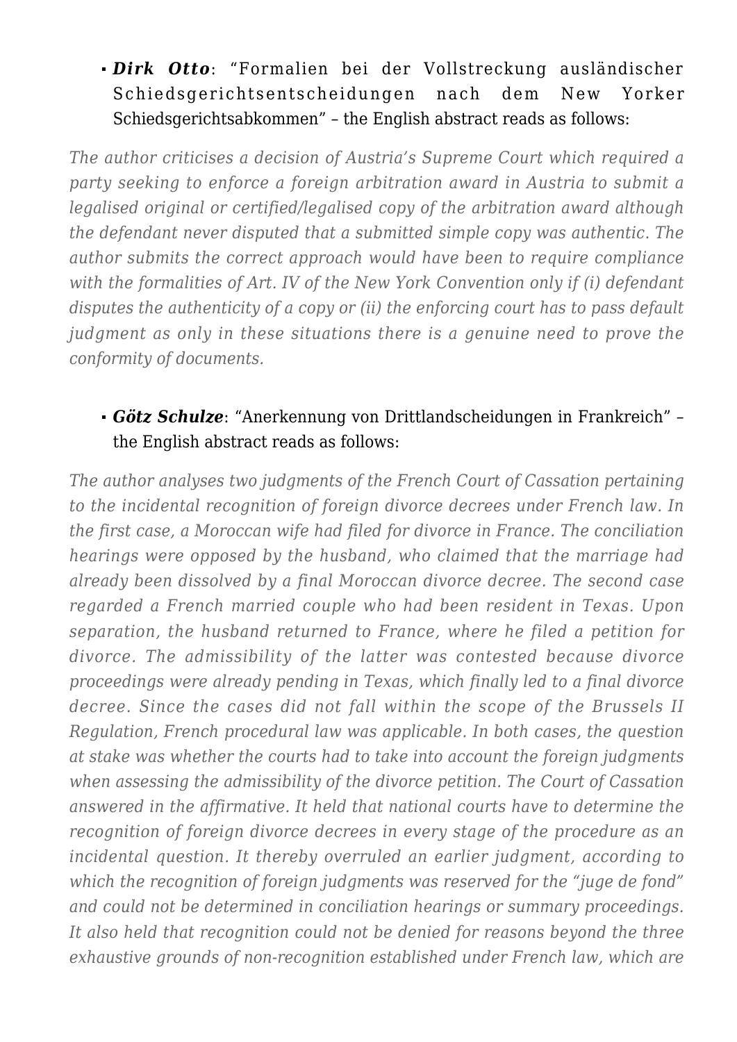- ***Dirk Otto***: "Formalien bei der Vollstreckung ausländischer Schiedsgerichtsentscheidungen nach dem New Yorker Schiedsgerichtsabkommen" – the English abstract reads as follows:

*The author criticises a decision of Austria's Supreme Court which required a party seeking to enforce a foreign arbitration award in Austria to submit a legalised original or certified/legalised copy of the arbitration award although the defendant never disputed that a submitted simple copy was authentic. The author submits the correct approach would have been to require compliance with the formalities of Art. IV of the New York Convention only if (i) defendant disputes the authenticity of a copy or (ii) the enforcing court has to pass default judgment as only in these situations there is a genuine need to prove the conformity of documents.*

- ***Götz Schulze***: "Anerkennung von Drittlandscheidungen in Frankreich" – the English abstract reads as follows:

*The author analyses two judgments of the French Court of Cassation pertaining to the incidental recognition of foreign divorce decrees under French law. In the first case, a Moroccan wife had filed for divorce in France. The conciliation hearings were opposed by the husband, who claimed that the marriage had already been dissolved by a final Moroccan divorce decree. The second case regarded a French married couple who had been resident in Texas. Upon separation, the husband returned to France, where he filed a petition for divorce. The admissibility of the latter was contested because divorce proceedings were already pending in Texas, which finally led to a final divorce decree. Since the cases did not fall within the scope of the Brussels II Regulation, French procedural law was applicable. In both cases, the question at stake was whether the courts had to take into account the foreign judgments when assessing the admissibility of the divorce petition. The Court of Cassation answered in the affirmative. It held that national courts have to determine the recognition of foreign divorce decrees in every stage of the procedure as an incidental question. It thereby overruled an earlier judgment, according to which the recognition of foreign judgments was reserved for the "juge de fond" and could not be determined in conciliation hearings or summary proceedings. It also held that recognition could not be denied for reasons beyond the three exhaustive grounds of non-recognition established under French law, which are*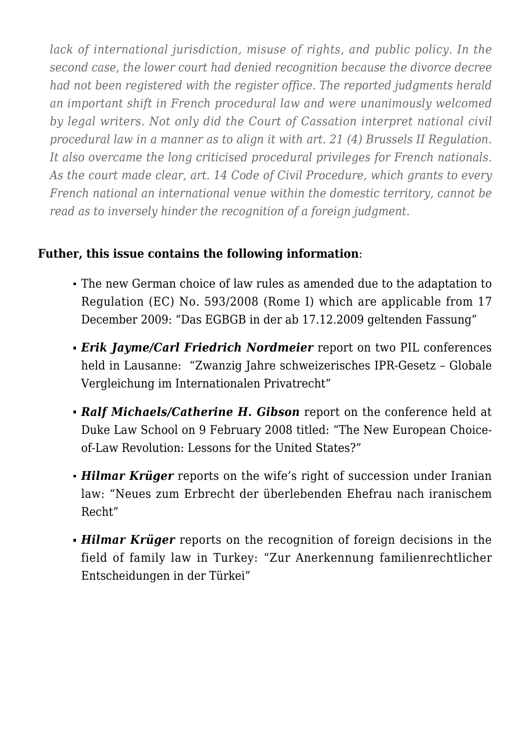*lack of international jurisdiction, misuse of rights, and public policy. In the second case, the lower court had denied recognition because the divorce decree had not been registered with the register office. The reported judgments herald an important shift in French procedural law and were unanimously welcomed by legal writers. Not only did the Court of Cassation interpret national civil procedural law in a manner as to align it with art. 21 (4) Brussels II Regulation. It also overcame the long criticised procedural privileges for French nationals. As the court made clear, art. 14 Code of Civil Procedure, which grants to every French national an international venue within the domestic territory, cannot be read as to inversely hinder the recognition of a foreign judgment.*

**Futher, this issue contains the following information**:

- The new German choice of law rules as amended due to the adaptation to Regulation (EC) No. 593/2008 (Rome I) which are applicable from 17 December 2009: "Das EGBGB in der ab 17.12.2009 geltenden Fassung"
- ***Erik Jayme/Carl Friedrich Nordmeier*** report on two PIL conferences held in Lausanne: "Zwanzig Jahre schweizerisches IPR-Gesetz – Globale Vergleichung im Internationalen Privatrecht"
- ***Ralf Michaels/Catherine H. Gibson*** report on the conference held at Duke Law School on 9 February 2008 titled: "The New European Choice-of-Law Revolution: Lessons for the United States?"
- ***Hilmar Krüger*** reports on the wife's right of succession under Iranian law: "Neues zum Erbrecht der überlebenden Ehefrau nach iranischem Recht"
- ***Hilmar Krüger*** reports on the recognition of foreign decisions in the field of family law in Turkey: "Zur Anerkennung familienrechtlicher Entscheidungen in der Türkei"